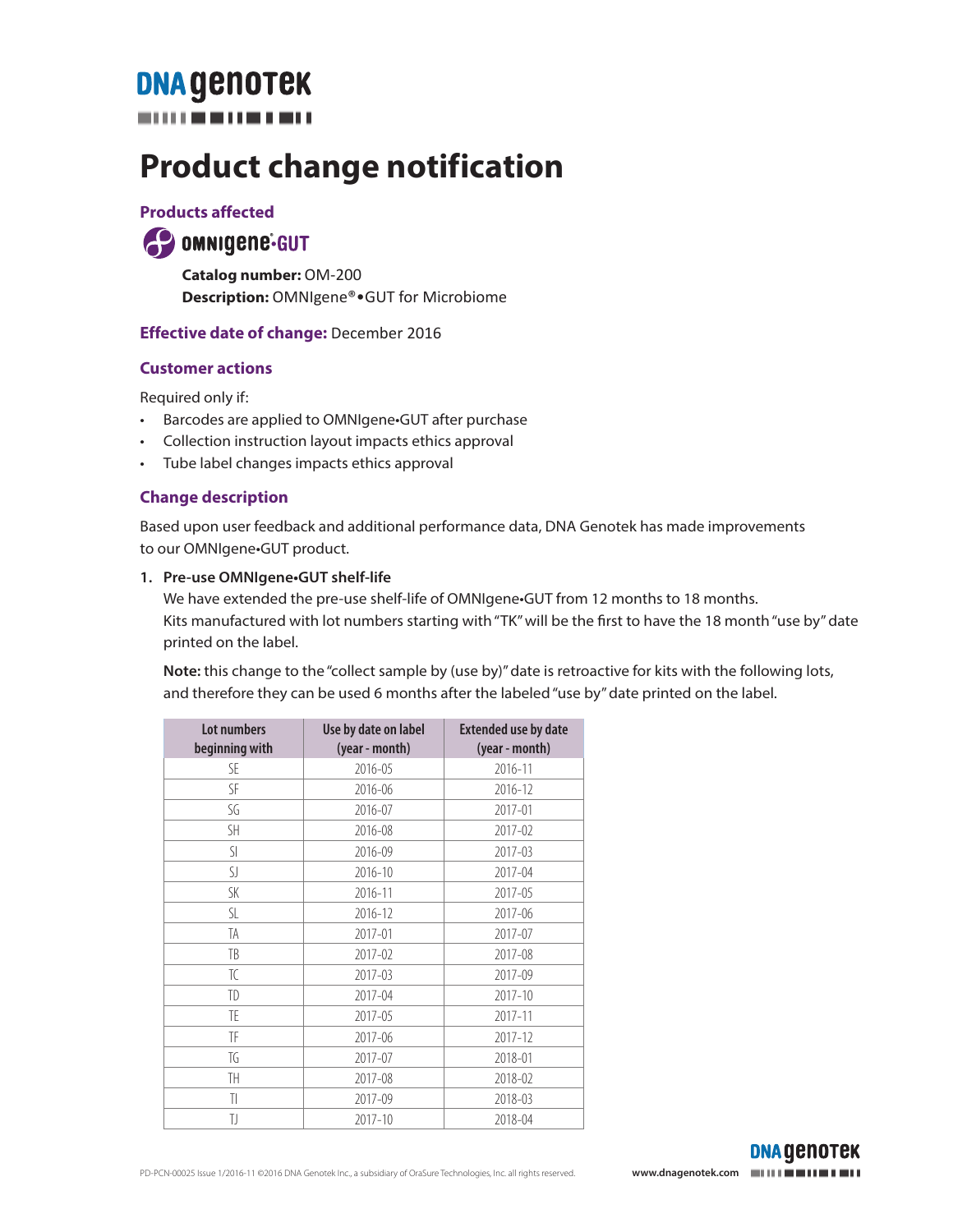DNA genotek

# Product change notification

### Products affected

OMNIgene®·GUT

**Catalog number:** OM-200
**Description:** OMNIgene®•GUT for Microbiome

### Effective date of change: December 2016

### Customer actions

Required only if:

- Barcodes are applied to OMNIgene•GUT after purchase
- Collection instruction layout impacts ethics approval
- Tube label changes impacts ethics approval

### Change description

Based upon user feedback and additional performance data, DNA Genotek has made improvements to our OMNIgene•GUT product.

1. **Pre-use OMNIgene•GUT shelf-life**
   We have extended the pre-use shelf-life of OMNIgene•GUT from 12 months to 18 months. Kits manufactured with lot numbers starting with "TK" will be the first to have the 18 month "use by" date printed on the label.

   **Note:** this change to the "collect sample by (use by)" date is retroactive for kits with the following lots, and therefore they can be used 6 months after the labeled "use by" date printed on the label.

| Lot numbers beginning with | Use by date on label (year - month) | Extended use by date (year - month) |
|---|---|---|
| SE | 2016-05 | 2016-11 |
| SF | 2016-06 | 2016-12 |
| SG | 2016-07 | 2017-01 |
| SH | 2016-08 | 2017-02 |
| SI | 2016-09 | 2017-03 |
| SJ | 2016-10 | 2017-04 |
| SK | 2016-11 | 2017-05 |
| SL | 2016-12 | 2017-06 |
| TA | 2017-01 | 2017-07 |
| TB | 2017-02 | 2017-08 |
| TC | 2017-03 | 2017-09 |
| TD | 2017-04 | 2017-10 |
| TE | 2017-05 | 2017-11 |
| TF | 2017-06 | 2017-12 |
| TG | 2017-07 | 2018-01 |
| TH | 2017-08 | 2018-02 |
| TI | 2017-09 | 2018-03 |
| TJ | 2017-10 | 2018-04 |

PD-PCN-00025 Issue 1/2016-11 ©2016 DNA Genotek Inc., a subsidiary of OraSure Technologies, Inc. all rights reserved. www.dnagenotek.com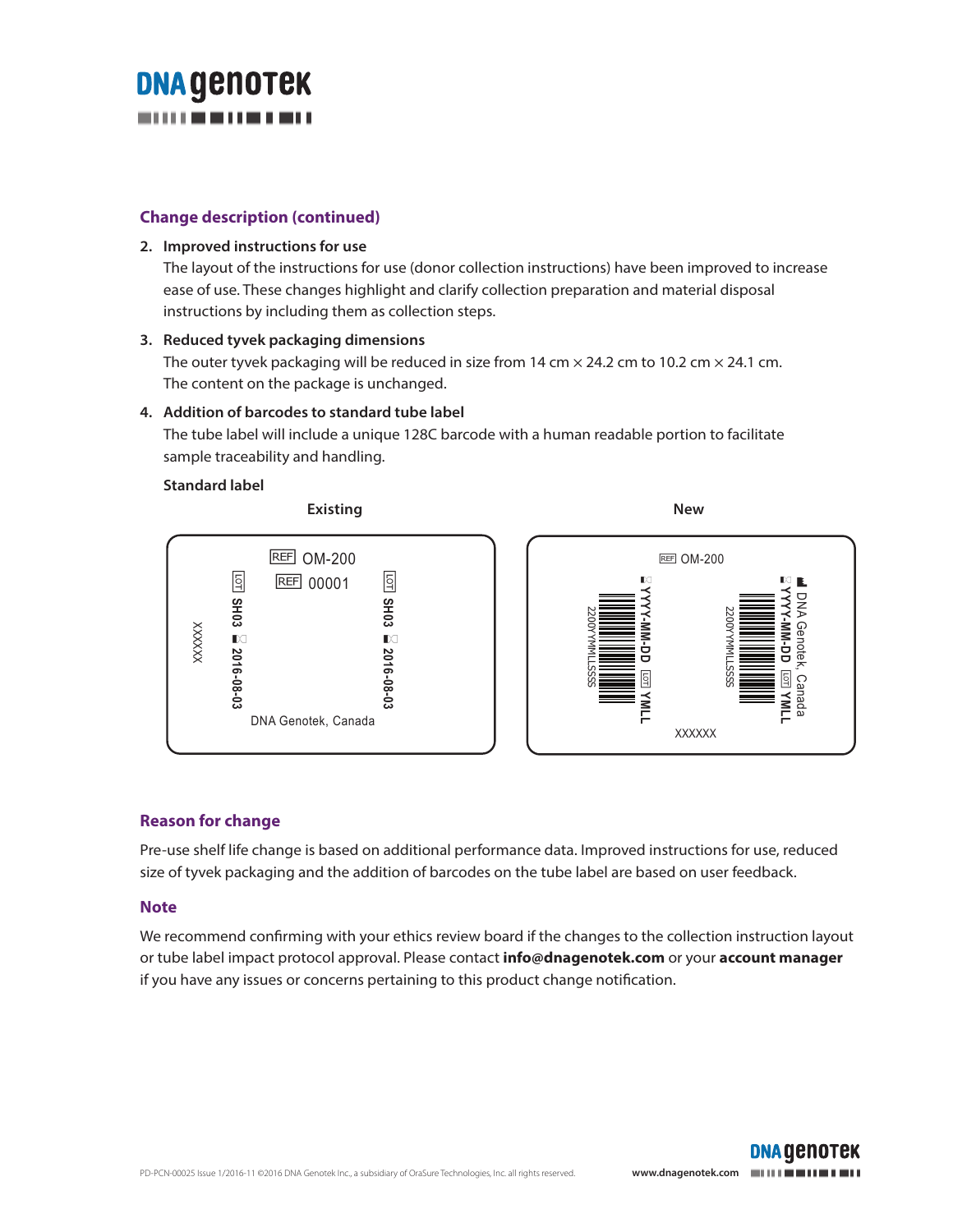## Change description (continued)

2. **Improved instructions for use**
   The layout of the instructions for use (donor collection instructions) have been improved to increase ease of use. These changes highlight and clarify collection preparation and material disposal instructions by including them as collection steps.

3. **Reduced tyvek packaging dimensions**
   The outer tyvek packaging will be reduced in size from 14 cm × 24.2 cm to 10.2 cm × 24.1 cm. The content on the package is unchanged.

4. **Addition of barcodes to standard tube label**
   The tube label will include a unique 128C barcode with a human readable portion to facilitate sample traceability and handling.

   **Standard label**

   **Existing**

   REF OM-200
   REF 00001
   LOT SH03 2016-08-03
   LOT SH03 2016-08-03
   XXXXXX
   DNA Genotek, Canada

   **New**

   REF OM-200
   2200YYMMLLSSSS
   YYYY-MM-DD LOT YMLL
   2200YYMMLLSSSS
   YYYY-MM-DD LOT YMLL
   DNA Genotek, Canada
   XXXXXX

## Reason for change

Pre-use shelf life change is based on additional performance data. Improved instructions for use, reduced size of tyvek packaging and the addition of barcodes on the tube label are based on user feedback.

## Note

We recommend confirming with your ethics review board if the changes to the collection instruction layout or tube label impact protocol approval. Please contact **info@dnagenotek.com** or your **account manager** if you have any issues or concerns pertaining to this product change notification.

PD-PCN-00025 Issue 1/2016-11 ©2016 DNA Genotek Inc., a subsidiary of OraSure Technologies, Inc. all rights reserved.

www.dnagenotek.com